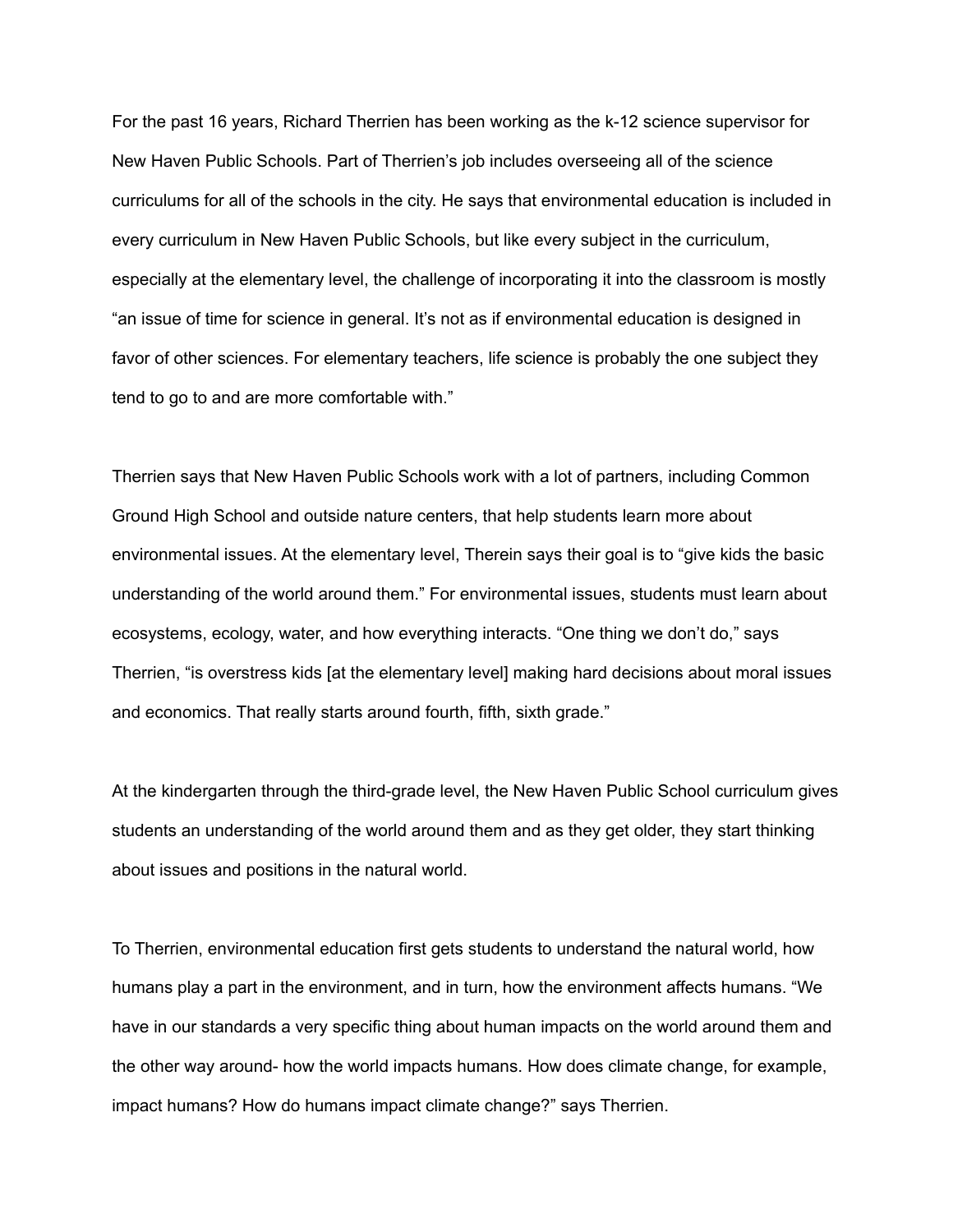For the past 16 years, Richard Therrien has been working as the k-12 science supervisor for New Haven Public Schools. Part of Therrien's job includes overseeing all of the science curriculums for all of the schools in the city. He says that environmental education is included in every curriculum in New Haven Public Schools, but like every subject in the curriculum, especially at the elementary level, the challenge of incorporating it into the classroom is mostly "an issue of time for science in general. It's not as if environmental education is designed in favor of other sciences. For elementary teachers, life science is probably the one subject they tend to go to and are more comfortable with."

Therrien says that New Haven Public Schools work with a lot of partners, including Common Ground High School and outside nature centers, that help students learn more about environmental issues. At the elementary level, Therein says their goal is to "give kids the basic understanding of the world around them." For environmental issues, students must learn about ecosystems, ecology, water, and how everything interacts. "One thing we don't do," says Therrien, "is overstress kids [at the elementary level] making hard decisions about moral issues and economics. That really starts around fourth, fifth, sixth grade."

At the kindergarten through the third-grade level, the New Haven Public School curriculum gives students an understanding of the world around them and as they get older, they start thinking about issues and positions in the natural world.

To Therrien, environmental education first gets students to understand the natural world, how humans play a part in the environment, and in turn, how the environment affects humans. "We have in our standards a very specific thing about human impacts on the world around them and the other way around- how the world impacts humans. How does climate change, for example, impact humans? How do humans impact climate change?" says Therrien.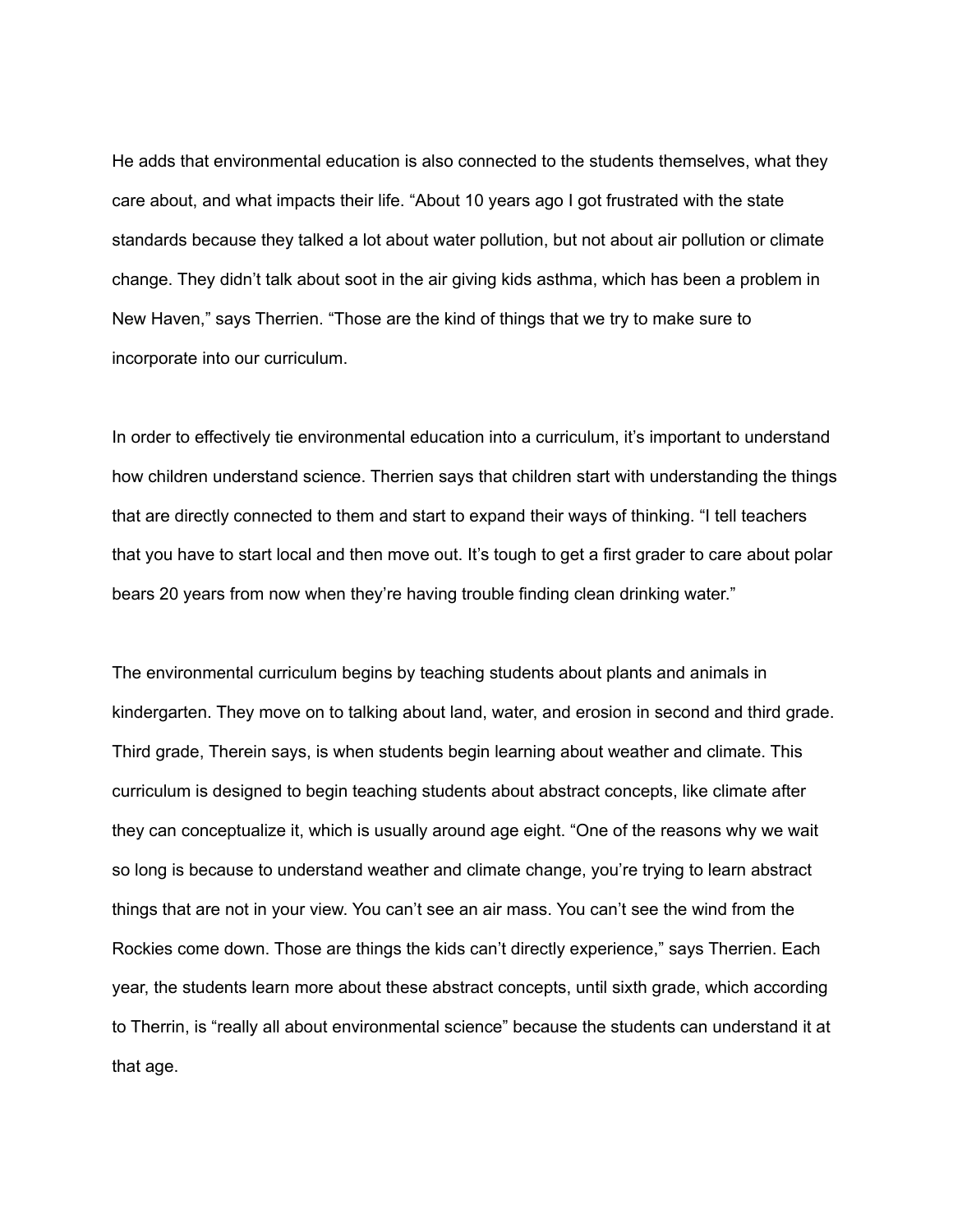He adds that environmental education is also connected to the students themselves, what they care about, and what impacts their life. “About 10 years ago I got frustrated with the state standards because they talked a lot about water pollution, but not about air pollution or climate change. They didn’t talk about soot in the air giving kids asthma, which has been a problem in New Haven,” says Therrien. “Those are the kind of things that we try to make sure to incorporate into our curriculum.

In order to effectively tie environmental education into a curriculum, it’s important to understand how children understand science. Therrien says that children start with understanding the things that are directly connected to them and start to expand their ways of thinking. “I tell teachers that you have to start local and then move out. It’s tough to get a first grader to care about polar bears 20 years from now when they’re having trouble finding clean drinking water.”

The environmental curriculum begins by teaching students about plants and animals in kindergarten. They move on to talking about land, water, and erosion in second and third grade. Third grade, Therein says, is when students begin learning about weather and climate. This curriculum is designed to begin teaching students about abstract concepts, like climate after they can conceptualize it, which is usually around age eight. “One of the reasons why we wait so long is because to understand weather and climate change, you’re trying to learn abstract things that are not in your view. You can’t see an air mass. You can’t see the wind from the Rockies come down. Those are things the kids can’t directly experience,” says Therrien. Each year, the students learn more about these abstract concepts, until sixth grade, which according to Therrin, is “really all about environmental science” because the students can understand it at that age.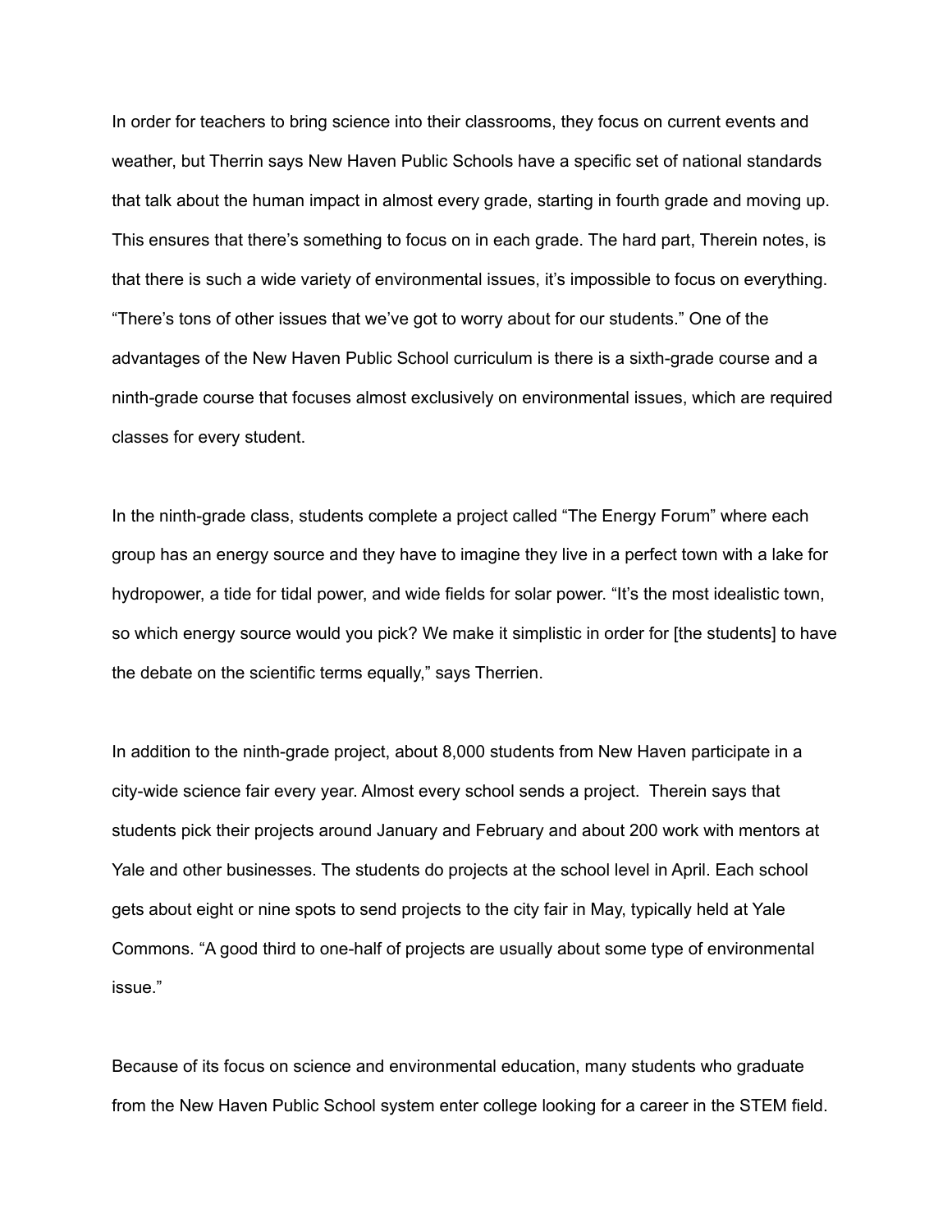In order for teachers to bring science into their classrooms, they focus on current events and weather, but Therrin says New Haven Public Schools have a specific set of national standards that talk about the human impact in almost every grade, starting in fourth grade and moving up. This ensures that there's something to focus on in each grade. The hard part, Therein notes, is that there is such a wide variety of environmental issues, it's impossible to focus on everything. "There's tons of other issues that we've got to worry about for our students." One of the advantages of the New Haven Public School curriculum is there is a sixth-grade course and a ninth-grade course that focuses almost exclusively on environmental issues, which are required classes for every student.

In the ninth-grade class, students complete a project called "The Energy Forum" where each group has an energy source and they have to imagine they live in a perfect town with a lake for hydropower, a tide for tidal power, and wide fields for solar power. "It's the most idealistic town, so which energy source would you pick? We make it simplistic in order for [the students] to have the debate on the scientific terms equally," says Therrien.

In addition to the ninth-grade project, about 8,000 students from New Haven participate in a city-wide science fair every year. Almost every school sends a project. Therein says that students pick their projects around January and February and about 200 work with mentors at Yale and other businesses. The students do projects at the school level in April. Each school gets about eight or nine spots to send projects to the city fair in May, typically held at Yale Commons. "A good third to one-half of projects are usually about some type of environmental issue."

Because of its focus on science and environmental education, many students who graduate from the New Haven Public School system enter college looking for a career in the STEM field.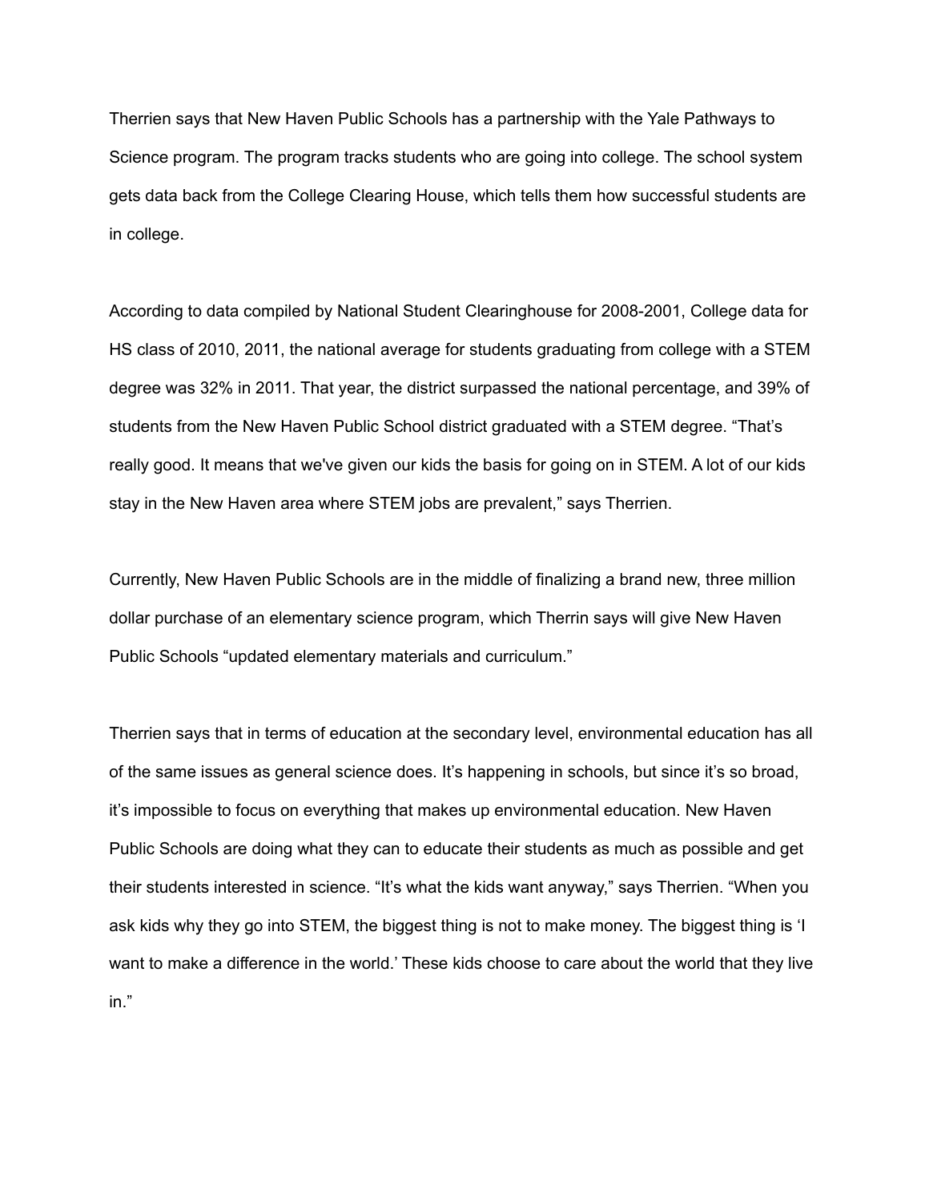Therrien says that New Haven Public Schools has a partnership with the Yale Pathways to Science program. The program tracks students who are going into college. The school system gets data back from the College Clearing House, which tells them how successful students are in college.

According to data compiled by National Student Clearinghouse for 2008-2001, College data for HS class of 2010, 2011, the national average for students graduating from college with a STEM degree was 32% in 2011. That year, the district surpassed the national percentage, and 39% of students from the New Haven Public School district graduated with a STEM degree. “That’s really good. It means that we've given our kids the basis for going on in STEM. A lot of our kids stay in the New Haven area where STEM jobs are prevalent,” says Therrien.

Currently, New Haven Public Schools are in the middle of finalizing a brand new, three million dollar purchase of an elementary science program, which Therrin says will give New Haven Public Schools “updated elementary materials and curriculum.”

Therrien says that in terms of education at the secondary level, environmental education has all of the same issues as general science does. It’s happening in schools, but since it’s so broad, it’s impossible to focus on everything that makes up environmental education. New Haven Public Schools are doing what they can to educate their students as much as possible and get their students interested in science. “It’s what the kids want anyway,” says Therrien. “When you ask kids why they go into STEM, the biggest thing is not to make money. The biggest thing is ‘I want to make a difference in the world.’ These kids choose to care about the world that they live in.”